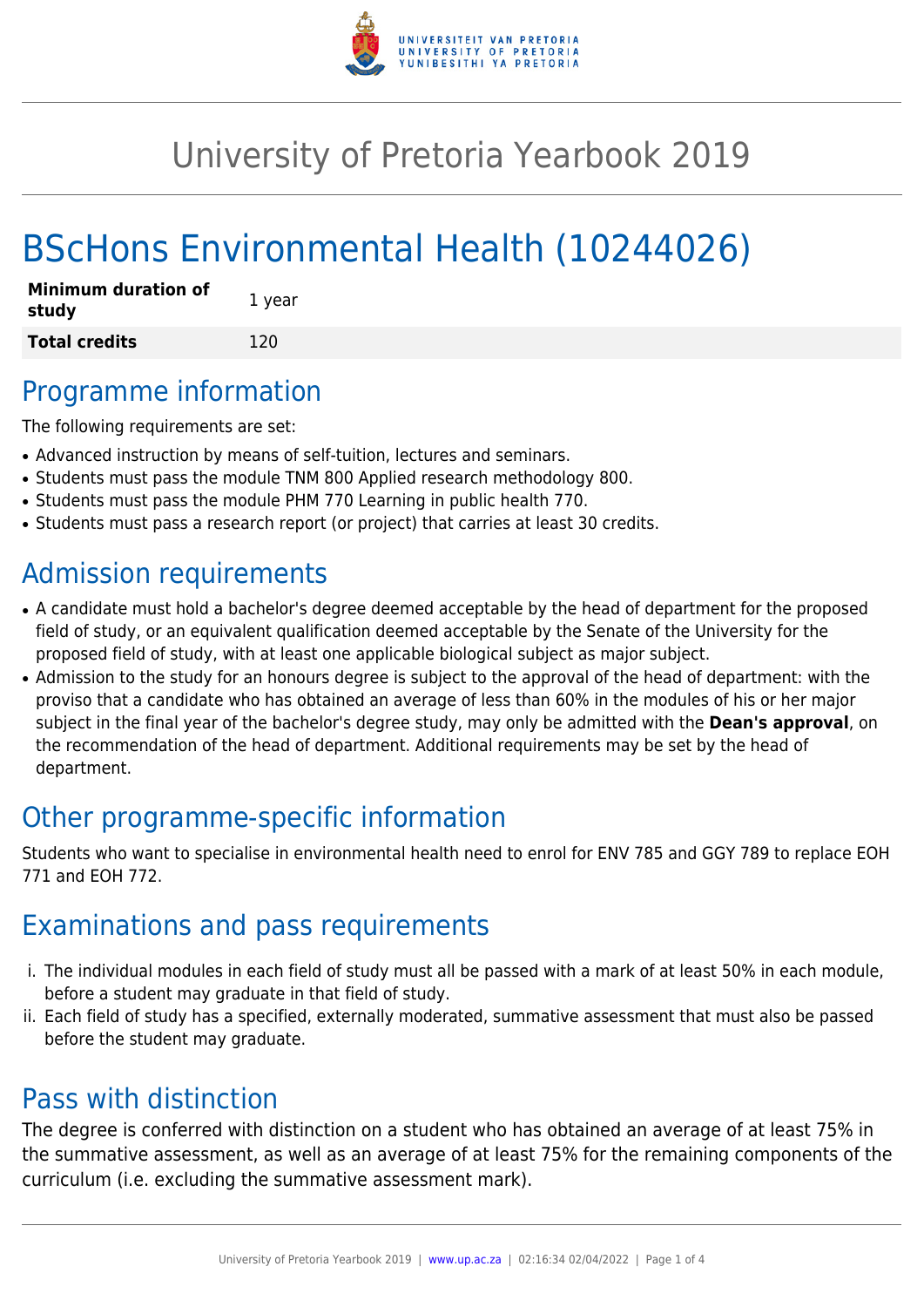# University of Pretoria Yearbook 2019

# BScHons Environmental Health (10244026)

| Minimum duration of study | 1 year |
|---|---|
| Total credits | 120 |

## Programme information

The following requirements are set:

- Advanced instruction by means of self-tuition, lectures and seminars.
- Students must pass the module TNM 800 Applied research methodology 800.
- Students must pass the module PHM 770 Learning in public health 770.
- Students must pass a research report (or project) that carries at least 30 credits.

## Admission requirements

- A candidate must hold a bachelor's degree deemed acceptable by the head of department for the proposed field of study, or an equivalent qualification deemed acceptable by the Senate of the University for the proposed field of study, with at least one applicable biological subject as major subject.
- Admission to the study for an honours degree is subject to the approval of the head of department: with the proviso that a candidate who has obtained an average of less than 60% in the modules of his or her major subject in the final year of the bachelor's degree study, may only be admitted with the **Dean's approval**, on the recommendation of the head of department. Additional requirements may be set by the head of department.

## Other programme-specific information

Students who want to specialise in environmental health need to enrol for ENV 785 and GGY 789 to replace EOH 771 and EOH 772.

## Examinations and pass requirements

i. The individual modules in each field of study must all be passed with a mark of at least 50% in each module, before a student may graduate in that field of study.
ii. Each field of study has a specified, externally moderated, summative assessment that must also be passed before the student may graduate.

## Pass with distinction

The degree is conferred with distinction on a student who has obtained an average of at least 75% in the summative assessment, as well as an average of at least 75% for the remaining components of the curriculum (i.e. excluding the summative assessment mark).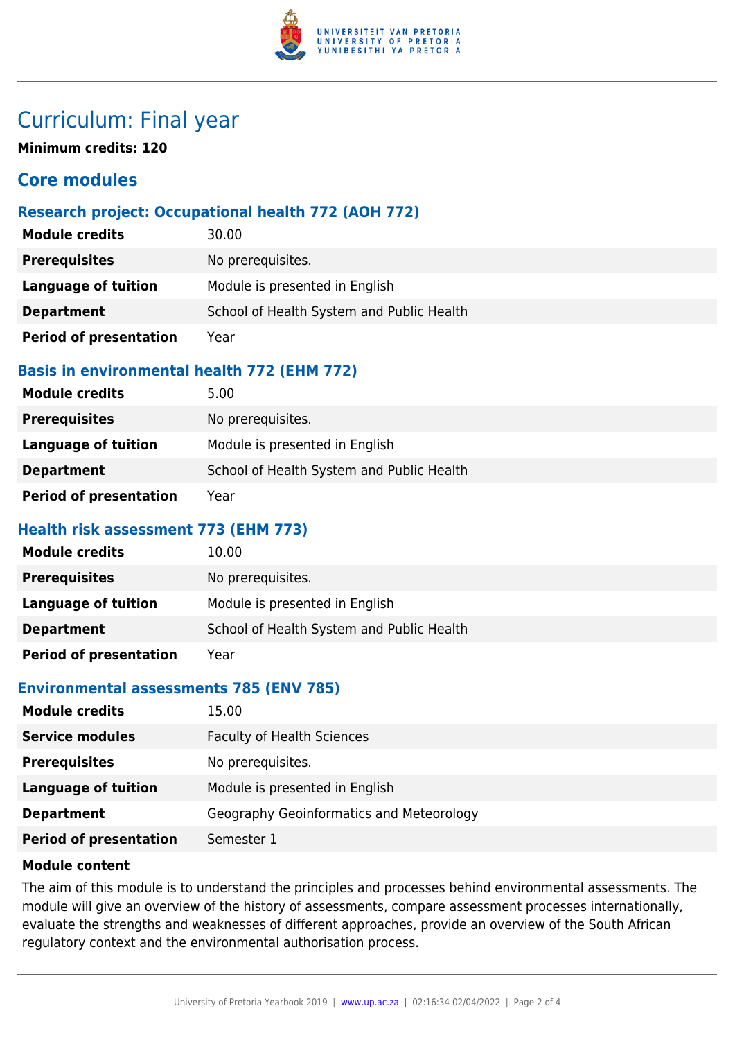# Curriculum: Final year

**Minimum credits: 120**

## Core modules

### Research project: Occupational health 772 (AOH 772)

| | |
|---|---|
| **Module credits** | 30.00 |
| **Prerequisites** | No prerequisites. |
| **Language of tuition** | Module is presented in English |
| **Department** | School of Health System and Public Health |
| **Period of presentation** | Year |

### Basis in environmental health 772 (EHM 772)

| | |
|---|---|
| **Module credits** | 5.00 |
| **Prerequisites** | No prerequisites. |
| **Language of tuition** | Module is presented in English |
| **Department** | School of Health System and Public Health |
| **Period of presentation** | Year |

### Health risk assessment 773 (EHM 773)

| | |
|---|---|
| **Module credits** | 10.00 |
| **Prerequisites** | No prerequisites. |
| **Language of tuition** | Module is presented in English |
| **Department** | School of Health System and Public Health |
| **Period of presentation** | Year |

### Environmental assessments 785 (ENV 785)

| | |
|---|---|
| **Module credits** | 15.00 |
| **Service modules** | Faculty of Health Sciences |
| **Prerequisites** | No prerequisites. |
| **Language of tuition** | Module is presented in English |
| **Department** | Geography Geoinformatics and Meteorology |
| **Period of presentation** | Semester 1 |

**Module content**

The aim of this module is to understand the principles and processes behind environmental assessments. The module will give an overview of the history of assessments, compare assessment processes internationally, evaluate the strengths and weaknesses of different approaches, provide an overview of the South African regulatory context and the environmental authorisation process.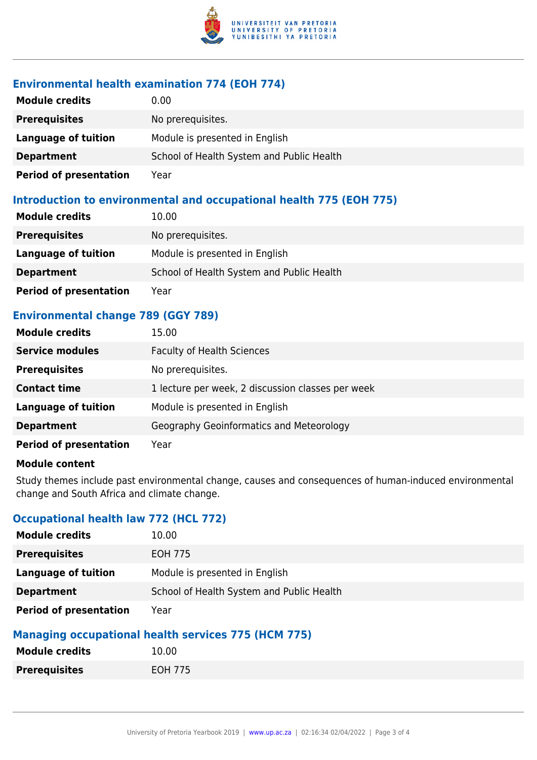### Environmental health examination 774 (EOH 774)

| | |
|---|---|
| **Module credits** | 0.00 |
| **Prerequisites** | No prerequisites. |
| **Language of tuition** | Module is presented in English |
| **Department** | School of Health System and Public Health |
| **Period of presentation** | Year |

### Introduction to environmental and occupational health 775 (EOH 775)

| | |
|---|---|
| **Module credits** | 10.00 |
| **Prerequisites** | No prerequisites. |
| **Language of tuition** | Module is presented in English |
| **Department** | School of Health System and Public Health |
| **Period of presentation** | Year |

### Environmental change 789 (GGY 789)

| | |
|---|---|
| **Module credits** | 15.00 |
| **Service modules** | Faculty of Health Sciences |
| **Prerequisites** | No prerequisites. |
| **Contact time** | 1 lecture per week, 2 discussion classes per week |
| **Language of tuition** | Module is presented in English |
| **Department** | Geography Geoinformatics and Meteorology |
| **Period of presentation** | Year |

**Module content**

Study themes include past environmental change, causes and consequences of human-induced environmental change and South Africa and climate change.

### Occupational health law 772 (HCL 772)

| | |
|---|---|
| **Module credits** | 10.00 |
| **Prerequisites** | EOH 775 |
| **Language of tuition** | Module is presented in English |
| **Department** | School of Health System and Public Health |
| **Period of presentation** | Year |

### Managing occupational health services 775 (HCM 775)

| | |
|---|---|
| **Module credits** | 10.00 |
| **Prerequisites** | EOH 775 |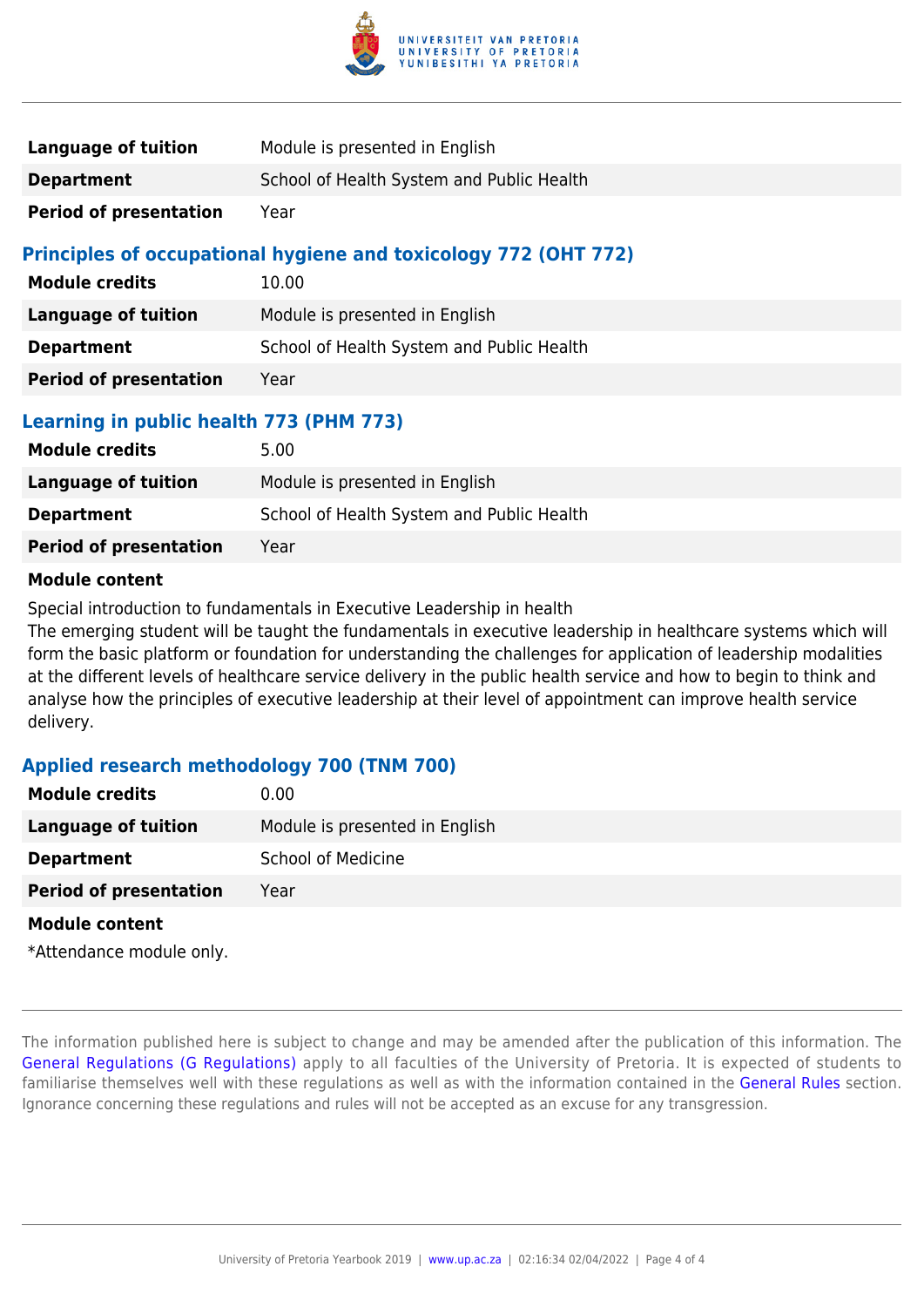| | |
|---|---|
| **Language of tuition** | Module is presented in English |
| **Department** | School of Health System and Public Health |
| **Period of presentation** | Year |

### Principles of occupational hygiene and toxicology 772 (OHT 772)

| | |
|---|---|
| **Module credits** | 10.00 |
| **Language of tuition** | Module is presented in English |
| **Department** | School of Health System and Public Health |
| **Period of presentation** | Year |

### Learning in public health 773 (PHM 773)

| | |
|---|---|
| **Module credits** | 5.00 |
| **Language of tuition** | Module is presented in English |
| **Department** | School of Health System and Public Health |
| **Period of presentation** | Year |

**Module content**

Special introduction to fundamentals in Executive Leadership in health
The emerging student will be taught the fundamentals in executive leadership in healthcare systems which will form the basic platform or foundation for understanding the challenges for application of leadership modalities at the different levels of healthcare service delivery in the public health service and how to begin to think and analyse how the principles of executive leadership at their level of appointment can improve health service delivery.

### Applied research methodology 700 (TNM 700)

| | |
|---|---|
| **Module credits** | 0.00 |
| **Language of tuition** | Module is presented in English |
| **Department** | School of Medicine |
| **Period of presentation** | Year |

**Module content**

*Attendance module only.

The information published here is subject to change and may be amended after the publication of this information. The General Regulations (G Regulations) apply to all faculties of the University of Pretoria. It is expected of students to familiarise themselves well with these regulations as well as with the information contained in the General Rules section. Ignorance concerning these regulations and rules will not be accepted as an excuse for any transgression.